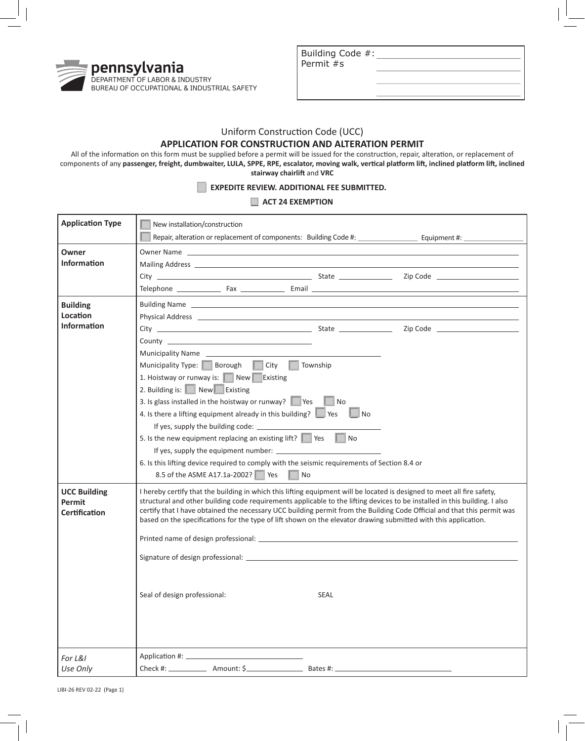pennsylvania
DEPARTMENT OF LABOR & INDUSTRY
BUREAU OF OCCUPATIONAL & INDUSTRIAL SAFETY

Building Code #: ____________________
Permit #s ____________________
____________________
____________________

Uniform Construction Code (UCC)

## APPLICATION FOR CONSTRUCTION AND ALTERATION PERMIT

All of the information on this form must be supplied before a permit will be issued for the construction, repair, alteration, or replacement of components of any **passenger, freight, dumbwaiter, LULA, SPPE, RPE, escalator, moving walk, vertical platform lift, inclined platform lift, inclined stairway chairlift** and **VRC**

☐ **EXPEDITE REVIEW. ADDITIONAL FEE SUBMITTED.**

☐ **ACT 24 EXEMPTION**

| | |
|---|---|
| **Application Type** | ☐ New installation/construction<br>☐ Repair, alteration or replacement of components: Building Code #: __________ Equipment #: __________ |
| **Owner Information** | Owner Name ____________________<br>Mailing Address ____________________<br>City ____________________ State __________ Zip Code __________<br>Telephone __________ Fax __________ Email ____________________ |
| **Building Location Information** | Building Name ____________________<br>Physical Address ____________________<br>City ____________________ State __________ Zip Code __________<br>County ____________________<br>Municipality Name ____________________<br>Municipality Type: ☐ Borough ☐ City ☐ Township<br>1. Hoistway or runway is: ☐ New ☐ Existing<br>2. Building is: ☐ New ☐ Existing<br>3. Is glass installed in the hoistway or runway? ☐ Yes ☐ No<br>4. Is there a lifting equipment already in this building? ☐ Yes ☐ No<br>If yes, supply the building code: ____________________<br>5. Is the new equipment replacing an existing lift? ☐ Yes ☐ No<br>If yes, supply the equipment number: ____________________<br>6. Is this lifting device required to comply with the seismic requirements of Section 8.4 or 8.5 of the ASME A17.1a-2002? ☐ Yes ☐ No |
| **UCC Building Permit Certification** | I hereby certify that the building in which this lifting equipment will be located is designed to meet all fire safety, structural and other building code requirements applicable to the lifting devices to be installed in this building. I also certify that I have obtained the necessary UCC building permit from the Building Code Official and that this permit was based on the specifications for the type of lift shown on the elevator drawing submitted with this application.<br><br>Printed name of design professional: ____________________<br><br>Signature of design professional: ____________________<br><br>Seal of design professional: SEAL |
| *For L&I Use Only* | Application #: ____________________<br>Check #: __________ Amount: $__________ Bates #: ____________________ |

LIBI-26 REV 02-22 (Page 1)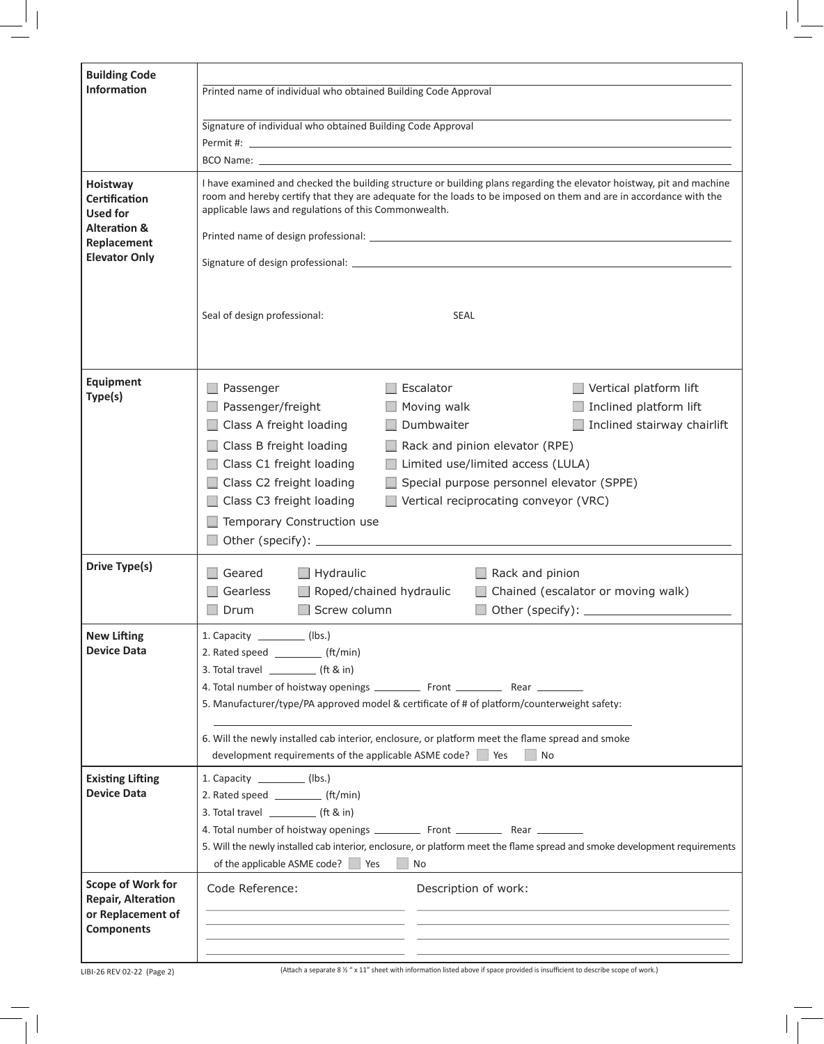| | |
|---|---|
| **Building Code Information** | Printed name of individual who obtained Building Code Approval ______<br><br>Signature of individual who obtained Building Code Approval ______<br><br>Permit #: ______<br><br>BCO Name: ______ |
| **Hoistway Certification Used for Alteration & Replacement Elevator Only** | I have examined and checked the building structure or building plans regarding the elevator hoistway, pit and machine room and hereby certify that they are adequate for the loads to be imposed on them and are in accordance with the applicable laws and regulations of this Commonwealth.<br><br>Printed name of design professional: ______<br><br>Signature of design professional: ______<br><br>Seal of design professional: SEAL |
| **Equipment Type(s)** | ☐ Passenger ☐ Escalator ☐ Vertical platform lift<br>☐ Passenger/freight ☐ Moving walk ☐ Inclined platform lift<br>☐ Class A freight loading ☐ Dumbwaiter ☐ Inclined stairway chairlift<br>☐ Class B freight loading ☐ Rack and pinion elevator (RPE)<br>☐ Class C1 freight loading ☐ Limited use/limited access (LULA)<br>☐ Class C2 freight loading ☐ Special purpose personnel elevator (SPPE)<br>☐ Class C3 freight loading ☐ Vertical reciprocating conveyor (VRC)<br>☐ Temporary Construction use<br>☐ Other (specify): ______ |
| **Drive Type(s)** | ☐ Geared ☐ Hydraulic ☐ Rack and pinion<br>☐ Gearless ☐ Roped/chained hydraulic ☐ Chained (escalator or moving walk)<br>☐ Drum ☐ Screw column ☐ Other (specify): ______ |
| **New Lifting Device Data** | 1. Capacity ______ (lbs.)<br>2. Rated speed ______ (ft/min)<br>3. Total travel ______ (ft & in)<br>4. Total number of hoistway openings ______ Front ______ Rear ______<br>5. Manufacturer/type/PA approved model & certificate of # of platform/counterweight safety:<br>______<br>6. Will the newly installed cab interior, enclosure, or platform meet the flame spread and smoke development requirements of the applicable ASME code? ☐ Yes ☐ No |
| **Existing Lifting Device Data** | 1. Capacity ______ (lbs.)<br>2. Rated speed ______ (ft/min)<br>3. Total travel ______ (ft & in)<br>4. Total number of hoistway openings ______ Front ______ Rear ______<br>5. Will the newly installed cab interior, enclosure, or platform meet the flame spread and smoke development requirements of the applicable ASME code? ☐ Yes ☐ No |
| **Scope of Work for Repair, Alteration or Replacement of Components** | Code Reference: ______ Description of work: ______ |

LIBI-26 REV 02-22 (Page 2)

(Attach a separate 8 ½ " x 11" sheet with information listed above if space provided is insufficient to describe scope of work.)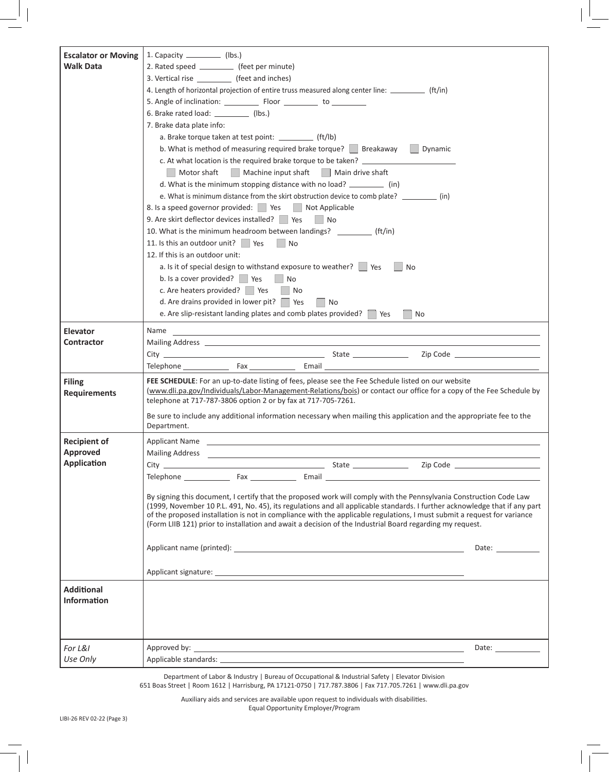| | |
|---|---|
| **Escalator or Moving Walk Data** | 1. Capacity _________ (lbs.)<br>2. Rated speed _________ (feet per minute)<br>3. Vertical rise _________ (feet and inches)<br>4. Length of horizontal projection of entire truss measured along center line: _________ (ft/in)<br>5. Angle of inclination: _________ Floor _________ to _________<br>6. Brake rated load: _________ (lbs.)<br>7. Brake data plate info:<br>a. Brake torque taken at test point: _________ (ft/lb)<br>b. What is method of measuring required brake torque? ☐ Breakaway ☐ Dynamic<br>c. At what location is the required brake torque to be taken? _________<br>☐ Motor shaft ☐ Machine input shaft ☐ Main drive shaft<br>d. What is the minimum stopping distance with no load? _________ (in)<br>e. What is minimum distance from the skirt obstruction device to comb plate? _________ (in)<br>8. Is a speed governor provided: ☐ Yes ☐ Not Applicable<br>9. Are skirt deflector devices installed? ☐ Yes ☐ No<br>10. What is the minimum headroom between landings? _________ (ft/in)<br>11. Is this an outdoor unit? ☐ Yes ☐ No<br>12. If this is an outdoor unit:<br>a. Is it of special design to withstand exposure to weather? ☐ Yes ☐ No<br>b. Is a cover provided? ☐ Yes ☐ No<br>c. Are heaters provided? ☐ Yes ☐ No<br>d. Are drains provided in lower pit? ☐ Yes ☐ No<br>e. Are slip-resistant landing plates and comb plates provided? ☐ Yes ☐ No |
| **Elevator Contractor** | Name _________<br>Mailing Address _________<br>City _________ State _________ Zip Code _________<br>Telephone _________ Fax _________ Email _________ |
| **Filing Requirements** | **FEE SCHEDULE**: For an up-to-date listing of fees, please see the Fee Schedule listed on our website (www.dli.pa.gov/Individuals/Labor-Management-Relations/bois) or contact our office for a copy of the Fee Schedule by telephone at 717-787-3806 option 2 or by fax at 717-705-7261.<br><br>Be sure to include any additional information necessary when mailing this application and the appropriate fee to the Department. |
| **Recipient of Approved Application** | Applicant Name _________<br>Mailing Address _________<br>City _________ State _________ Zip Code _________<br>Telephone _________ Fax _________ Email _________<br><br>By signing this document, I certify that the proposed work will comply with the Pennsylvania Construction Code Law (1999, November 10 P.L. 491, No. 45), its regulations and all applicable standards. I further acknowledge that if any part of the proposed installation is not in compliance with the applicable regulations, I must submit a request for variance (Form LIIB 121) prior to installation and await a decision of the Industrial Board regarding my request.<br><br>Applicant name (printed): _________ Date: _________<br><br>Applicant signature: _________ |
| **Additional Information** | |
| *For L&I Use Only* | Approved by: _________ Date: _________<br>Applicable standards: _________ |

Department of Labor & Industry | Bureau of Occupational & Industrial Safety | Elevator Division
651 Boas Street | Room 1612 | Harrisburg, PA 17121-0750 | 717.787.3806 | Fax 717.705.7261 | www.dli.pa.gov

Auxiliary aids and services are available upon request to individuals with disabilities.
Equal Opportunity Employer/Program

LIBI-26 REV 02-22 (Page 3)